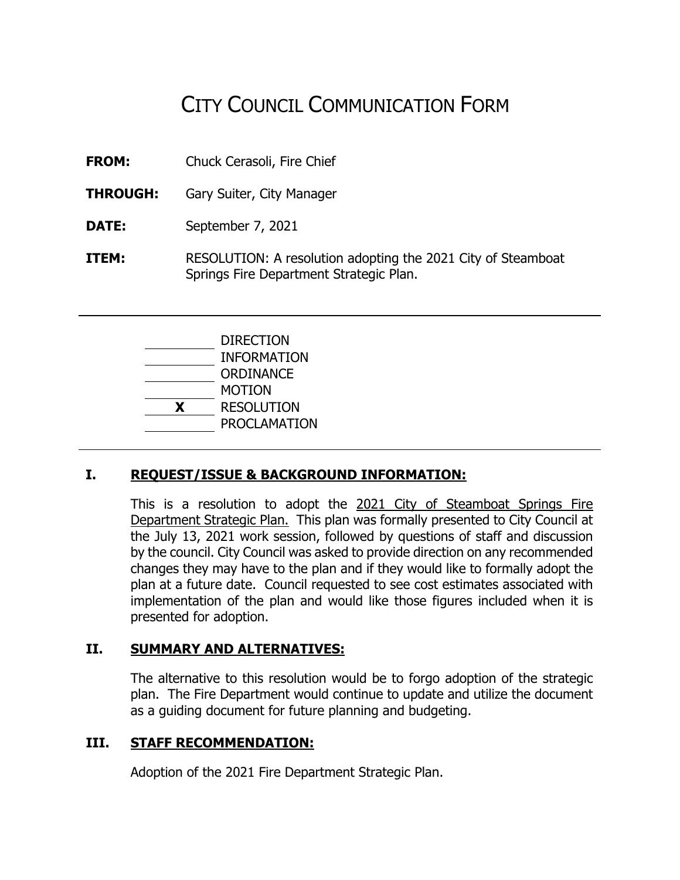# CITY COUNCIL COMMUNICATION FORM

**FROM:** Chuck Cerasoli, Fire Chief

**THROUGH:** Gary Suiter, City Manager

**DATE:** September 7, 2021

**ITEM:** RESOLUTION: A resolution adopting the 2021 City of Steamboat Springs Fire Department Strategic Plan.

---

| | |
|---|---|
| ______ | DIRECTION |
| ______ | INFORMATION |
| ______ | ORDINANCE |
| ______ | MOTION |
| **X** | RESOLUTION |
| ______ | PROCLAMATION |

---

## I. REQUEST/ISSUE & BACKGROUND INFORMATION:

This is a resolution to adopt the 2021 City of Steamboat Springs Fire Department Strategic Plan. This plan was formally presented to City Council at the July 13, 2021 work session, followed by questions of staff and discussion by the council. City Council was asked to provide direction on any recommended changes they may have to the plan and if they would like to formally adopt the plan at a future date. Council requested to see cost estimates associated with implementation of the plan and would like those figures included when it is presented for adoption.

## II. SUMMARY AND ALTERNATIVES:

The alternative to this resolution would be to forgo adoption of the strategic plan. The Fire Department would continue to update and utilize the document as a guiding document for future planning and budgeting.

## III. STAFF RECOMMENDATION:

Adoption of the 2021 Fire Department Strategic Plan.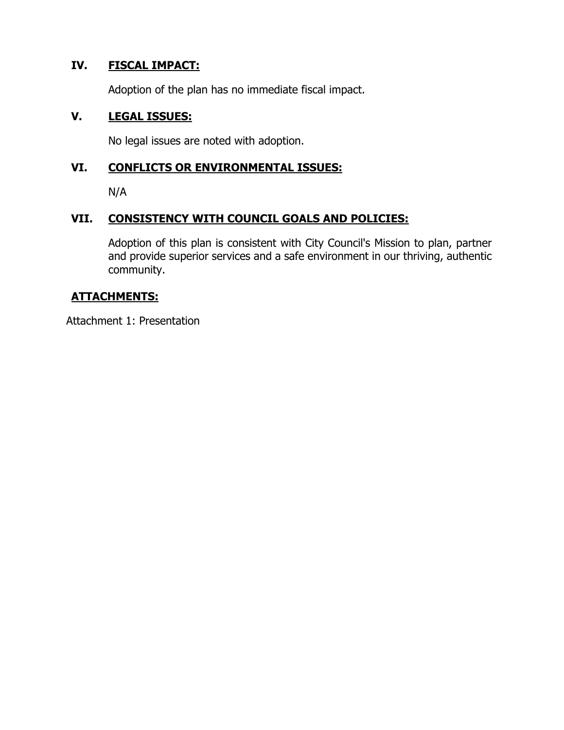## IV. FISCAL IMPACT:

Adoption of the plan has no immediate fiscal impact.

## V. LEGAL ISSUES:

No legal issues are noted with adoption.

## VI. CONFLICTS OR ENVIRONMENTAL ISSUES:

N/A

## VII. CONSISTENCY WITH COUNCIL GOALS AND POLICIES:

Adoption of this plan is consistent with City Council's Mission to plan, partner and provide superior services and a safe environment in our thriving, authentic community.

## ATTACHMENTS:

Attachment 1: Presentation